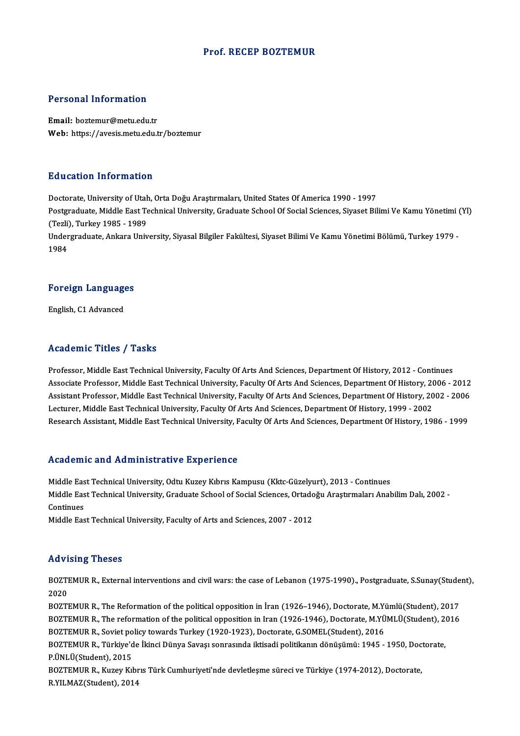# Prof. RECEP BOZTEMUR

## Personal Information

**Email:** boztemur@metu.edu.tr
**Web:** https://avesis.metu.edu.tr/boztemur

## Education Information

Doctorate, University of Utah, Orta Doğu Araştırmaları, United States Of America 1990 - 1997
Postgraduate, Middle East Technical University, Graduate School Of Social Sciences, Siyaset Bilimi Ve Kamu Yönetimi (Yl) (Tezli), Turkey 1985 - 1989
Undergraduate, Ankara University, Siyasal Bilgiler Fakültesi, Siyaset Bilimi Ve Kamu Yönetimi Bölümü, Turkey 1979 - 1984

## Foreign Languages

English, C1 Advanced

## Academic Titles / Tasks

Professor, Middle East Technical University, Faculty Of Arts And Sciences, Department Of History, 2012 - Continues
Associate Professor, Middle East Technical University, Faculty Of Arts And Sciences, Department Of History, 2006 - 2012
Assistant Professor, Middle East Technical University, Faculty Of Arts And Sciences, Department Of History, 2002 - 2006
Lecturer, Middle East Technical University, Faculty Of Arts And Sciences, Department Of History, 1999 - 2002
Research Assistant, Middle East Technical University, Faculty Of Arts And Sciences, Department Of History, 1986 - 1999

## Academic and Administrative Experience

Middle East Technical University, Odtu Kuzey Kıbrıs Kampusu (Kktc-Güzelyurt), 2013 - Continues
Middle East Technical University, Graduate School of Social Sciences, Ortadoğu Araştırmaları Anabilim Dalı, 2002 - Continues
Middle East Technical University, Faculty of Arts and Sciences, 2007 - 2012

## Advising Theses

BOZTEMUR R., External interventions and civil wars: the case of Lebanon (1975-1990)., Postgraduate, S.Sunay(Student), 2020
BOZTEMUR R., The Reformation of the political opposition in İran (1926–1946), Doctorate, M.Yümlü(Student), 2017
BOZTEMUR R., The reformation of the political opposition in Iran (1926-1946), Doctorate, M.YÜMLÜ(Student), 2016
BOZTEMUR R., Soviet policy towards Turkey (1920-1923), Doctorate, G.SOMEL(Student), 2016
BOZTEMUR R., Türkiye'de İkinci Dünya Savaşı sonrasında iktisadi politikanın dönüşümü: 1945 - 1950, Doctorate, P.ÜNLÜ(Student), 2015
BOZTEMUR R., Kuzey Kıbrıs Türk Cumhuriyeti'nde devletleşme süreci ve Türkiye (1974-2012), Doctorate, R.YILMAZ(Student), 2014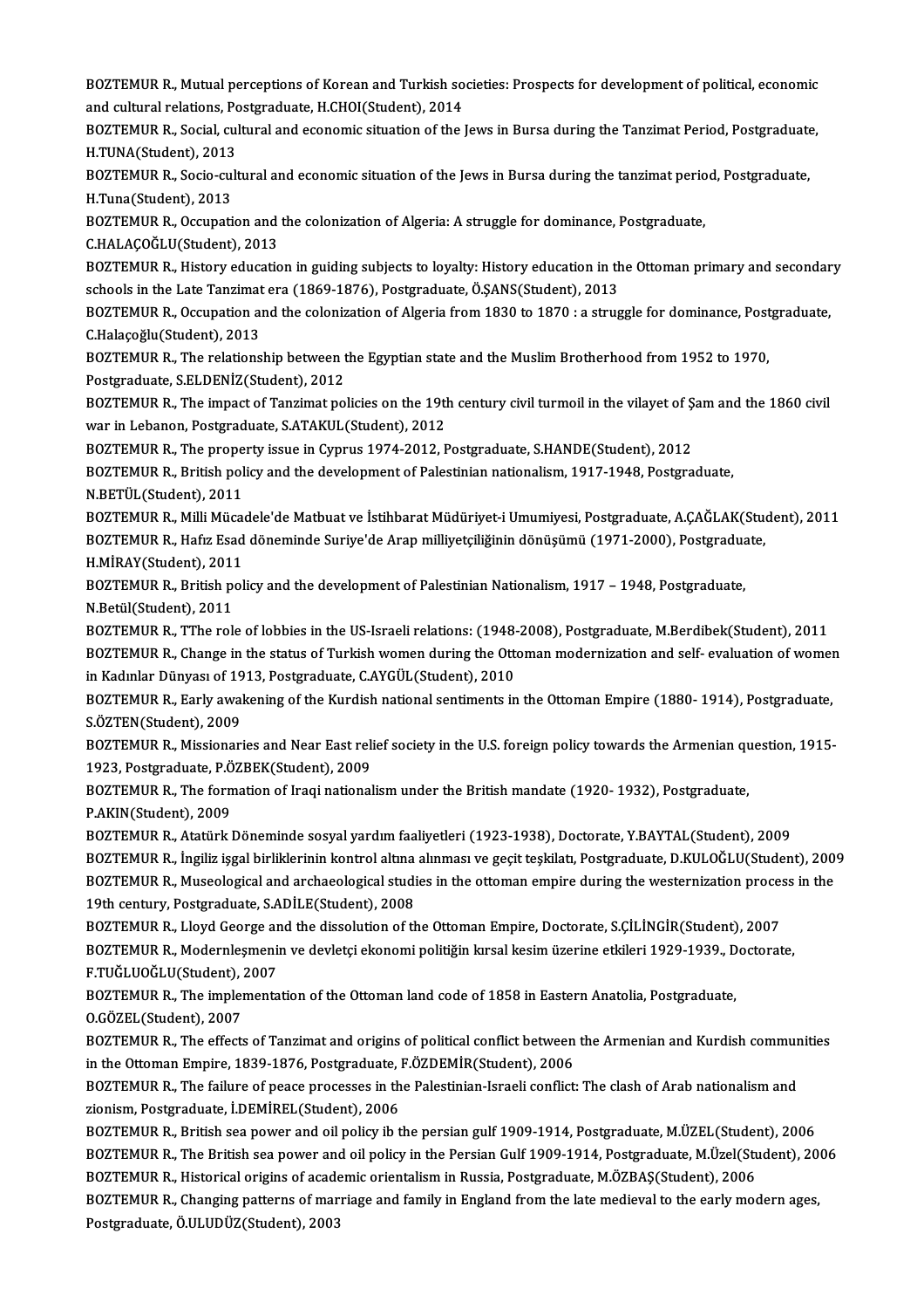BOZTEMUR R., Mutual perceptions of Korean and Turkish societies: Prospects for development of political, economic and cultural relations, Postgraduate, H.CHOI(Student), 2014

BOZTEMUR R., Social, cultural and economic situation of the Jews in Bursa during the Tanzimat Period, Postgraduate, H.TUNA(Student), 2013

BOZTEMUR R., Socio-cultural and economic situation of the Jews in Bursa during the tanzimat period, Postgraduate, H.Tuna(Student), 2013

BOZTEMUR R., Occupation and the colonization of Algeria: A struggle for dominance, Postgraduate, C.HALAÇOĞLU(Student), 2013

BOZTEMUR R., History education in guiding subjects to loyalty: History education in the Ottoman primary and secondary schools in the Late Tanzimat era (1869-1876), Postgraduate, Ö.ŞANS(Student), 2013

BOZTEMUR R., Occupation and the colonization of Algeria from 1830 to 1870 : a struggle for dominance, Postgraduate, C.Halaçoğlu(Student), 2013

BOZTEMUR R., The relationship between the Egyptian state and the Muslim Brotherhood from 1952 to 1970, Postgraduate, S.ELDENİZ(Student), 2012

BOZTEMUR R., The impact of Tanzimat policies on the 19th century civil turmoil in the vilayet of Şam and the 1860 civil war in Lebanon, Postgraduate, S.ATAKUL(Student), 2012

BOZTEMUR R., The property issue in Cyprus 1974-2012, Postgraduate, S.HANDE(Student), 2012

BOZTEMUR R., British policy and the development of Palestinian nationalism, 1917-1948, Postgraduate, N.BETÜL(Student), 2011

BOZTEMUR R., Milli Mücadele'de Matbuat ve İstihbarat Müdüriyet-i Umumiyesi, Postgraduate, A.ÇAĞLAK(Student), 2011

BOZTEMUR R., Hafız Esad döneminde Suriye'de Arap milliyetçiliğinin dönüşümü (1971-2000), Postgraduate, H.MİRAY(Student), 2011

BOZTEMUR R., British policy and the development of Palestinian Nationalism, 1917 – 1948, Postgraduate, N.Betül(Student), 2011

BOZTEMUR R., TThe role of lobbies in the US-Israeli relations: (1948-2008), Postgraduate, M.Berdibek(Student), 2011

BOZTEMUR R., Change in the status of Turkish women during the Ottoman modernization and self- evaluation of women in Kadınlar Dünyası of 1913, Postgraduate, C.AYGÜL(Student), 2010

BOZTEMUR R., Early awakening of the Kurdish national sentiments in the Ottoman Empire (1880- 1914), Postgraduate, S.ÖZTEN(Student), 2009

BOZTEMUR R., Missionaries and Near East relief society in the U.S. foreign policy towards the Armenian question, 1915-1923, Postgraduate, P.ÖZBEK(Student), 2009

BOZTEMUR R., The formation of Iraqi nationalism under the British mandate (1920- 1932), Postgraduate, P.AKIN(Student), 2009

BOZTEMUR R., Atatürk Döneminde sosyal yardım faaliyetleri (1923-1938), Doctorate, Y.BAYTAL(Student), 2009

BOZTEMUR R., İngiliz işgal birliklerinin kontrol altına alınması ve geçit teşkilatı, Postgraduate, D.KULOĞLU(Student), 2009

BOZTEMUR R., Museological and archaeological studies in the ottoman empire during the westernization process in the 19th century, Postgraduate, S.ADİLE(Student), 2008

BOZTEMUR R., Lloyd George and the dissolution of the Ottoman Empire, Doctorate, S.ÇİLİNGİR(Student), 2007

BOZTEMUR R., Modernleşmenin ve devletçi ekonomi politiğin kırsal kesim üzerine etkileri 1929-1939., Doctorate, F.TUĞLUOĞLU(Student), 2007

BOZTEMUR R., The implementation of the Ottoman land code of 1858 in Eastern Anatolia, Postgraduate, O.GÖZEL(Student), 2007

BOZTEMUR R., The effects of Tanzimat and origins of political conflict between the Armenian and Kurdish communities in the Ottoman Empire, 1839-1876, Postgraduate, F.ÖZDEMİR(Student), 2006

BOZTEMUR R., The failure of peace processes in the Palestinian-Israeli conflict: The clash of Arab nationalism and zionism, Postgraduate, İ.DEMİREL(Student), 2006

BOZTEMUR R., British sea power and oil policy ib the persian gulf 1909-1914, Postgraduate, M.ÜZEL(Student), 2006

BOZTEMUR R., The British sea power and oil policy in the Persian Gulf 1909-1914, Postgraduate, M.Üzel(Student), 2006

BOZTEMUR R., Historical origins of academic orientalism in Russia, Postgraduate, M.ÖZBAŞ(Student), 2006

BOZTEMUR R., Changing patterns of marriage and family in England from the late medieval to the early modern ages, Postgraduate, Ö.ULUDÜZ(Student), 2003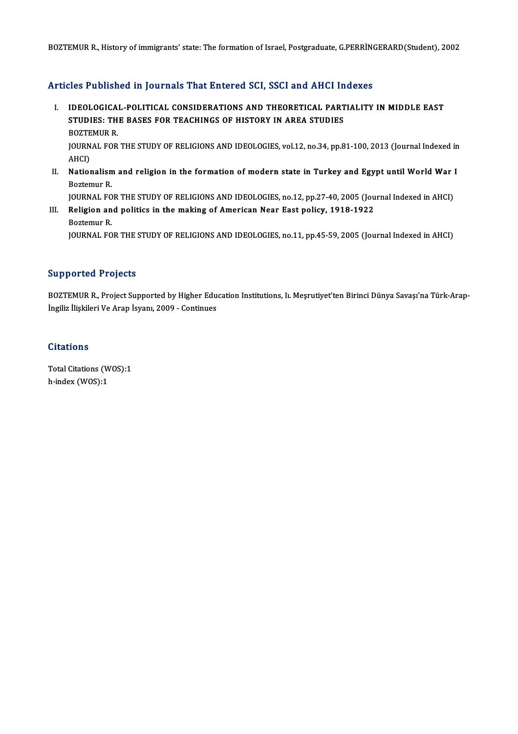BOZTEMUR R., History of immigrants' state: The formation of Israel, Postgraduate, G.PERRİNGERARD(Student), 2002

## Articles Published in Journals That Entered SCI, SSCI and AHCI Indexes

I. **IDEOLOGICAL-POLITICAL CONSIDERATIONS AND THEORETICAL PARTIALITY IN MIDDLE EAST STUDIES: THE BASES FOR TEACHINGS OF HISTORY IN AREA STUDIES**
   BOZTEMUR R.
   JOURNAL FOR THE STUDY OF RELIGIONS AND IDEOLOGIES, vol.12, no.34, pp.81-100, 2013 (Journal Indexed in AHCI)
II. **Nationalism and religion in the formation of modern state in Turkey and Egypt until World War I**
   Boztemur R.
   JOURNAL FOR THE STUDY OF RELIGIONS AND IDEOLOGIES, no.12, pp.27-40, 2005 (Journal Indexed in AHCI)
III. **Religion and politics in the making of American Near East policy, 1918-1922**
   Boztemur R.
   JOURNAL FOR THE STUDY OF RELIGIONS AND IDEOLOGIES, no.11, pp.45-59, 2005 (Journal Indexed in AHCI)

## Supported Projects

BOZTEMUR R., Project Supported by Higher Education Institutions, Iı. Meşrutiyet'ten Birinci Dünya Savaşı'na Türk-Arap-İngiliz İlişkileri Ve Arap İsyanı, 2009 - Continues

## Citations

Total Citations (WOS):1
h-index (WOS):1